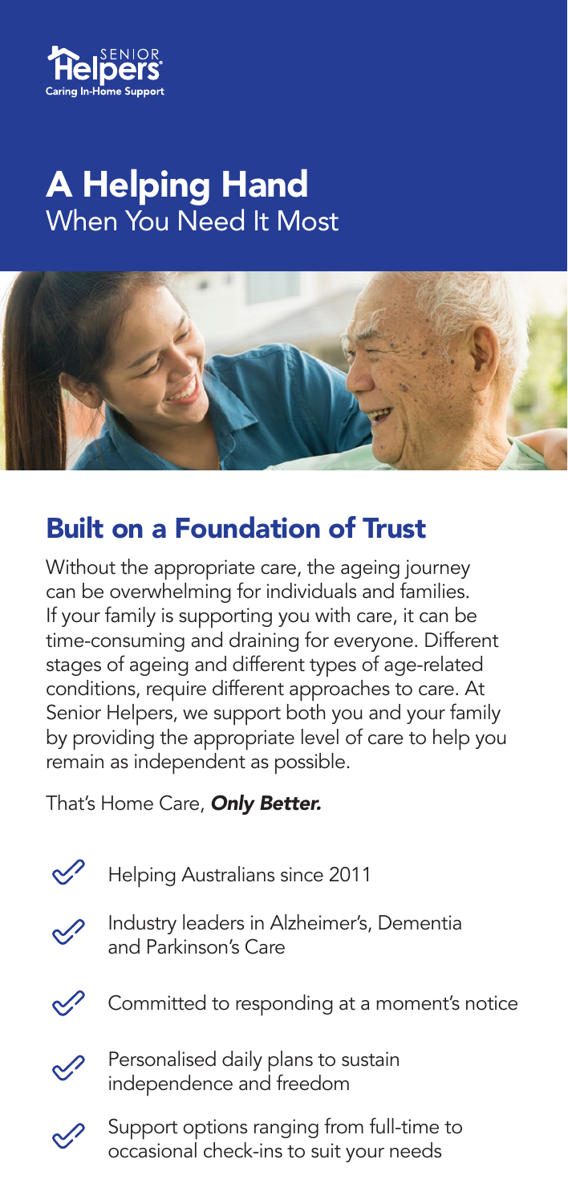Senior Helpers
Caring In-Home Support

# A Helping Hand
When You Need It Most

## Built on a Foundation of Trust

Without the appropriate care, the ageing journey can be overwhelming for individuals and families. If your family is supporting you with care, it can be time-consuming and draining for everyone. Different stages of ageing and different types of age-related conditions, require different approaches to care. At Senior Helpers, we support both you and your family by providing the appropriate level of care to help you remain as independent as possible.

That's Home Care, ***Only Better.***

- Helping Australians since 2011
- Industry leaders in Alzheimer's, Dementia and Parkinson's Care
- Committed to responding at a moment's notice
- Personalised daily plans to sustain independence and freedom
- Support options ranging from full-time to occasional check-ins to suit your needs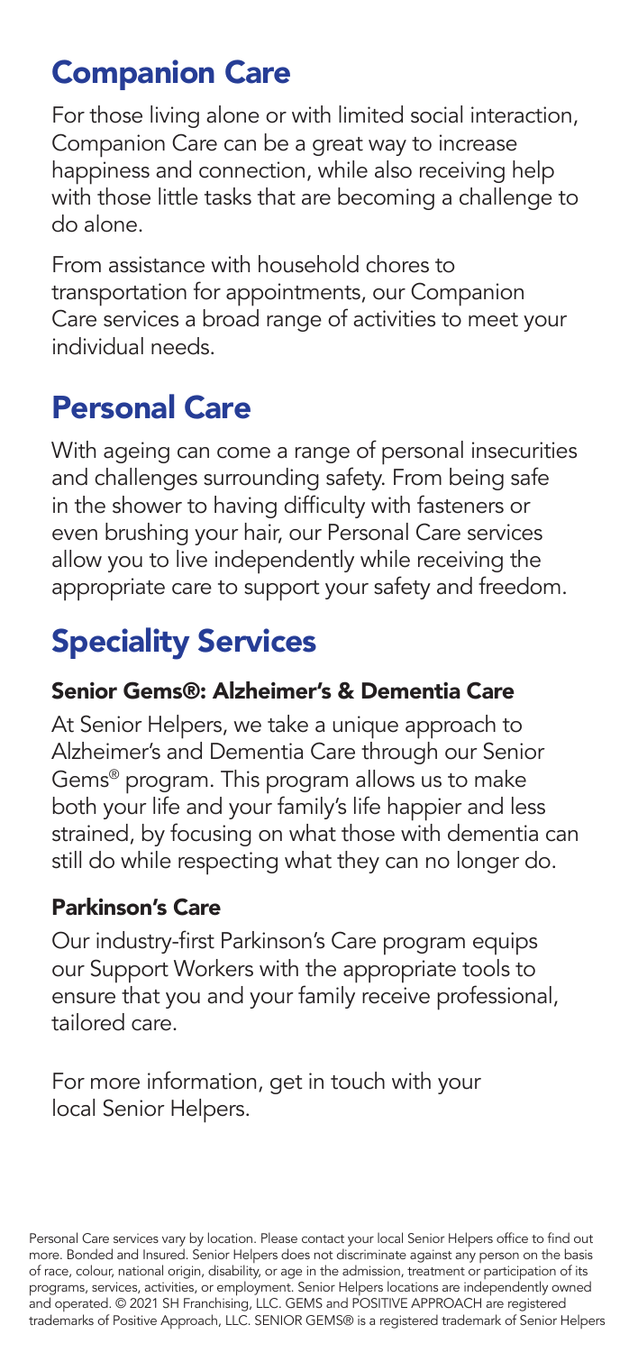## Companion Care

For those living alone or with limited social interaction, Companion Care can be a great way to increase happiness and connection, while also receiving help with those little tasks that are becoming a challenge to do alone.

From assistance with household chores to transportation for appointments, our Companion Care services a broad range of activities to meet your individual needs.

## Personal Care

With ageing can come a range of personal insecurities and challenges surrounding safety. From being safe in the shower to having difficulty with fasteners or even brushing your hair, our Personal Care services allow you to live independently while receiving the appropriate care to support your safety and freedom.

## Speciality Services

### Senior Gems®: Alzheimer's & Dementia Care

At Senior Helpers, we take a unique approach to Alzheimer's and Dementia Care through our Senior Gems® program. This program allows us to make both your life and your family's life happier and less strained, by focusing on what those with dementia can still do while respecting what they can no longer do.

### Parkinson's Care

Our industry-first Parkinson's Care program equips our Support Workers with the appropriate tools to ensure that you and your family receive professional, tailored care.

For more information, get in touch with your local Senior Helpers.

Personal Care services vary by location. Please contact your local Senior Helpers office to find out more. Bonded and Insured. Senior Helpers does not discriminate against any person on the basis of race, colour, national origin, disability, or age in the admission, treatment or participation of its programs, services, activities, or employment. Senior Helpers locations are independently owned and operated. © 2021 SH Franchising, LLC. GEMS and POSITIVE APPROACH are registered trademarks of Positive Approach, LLC. SENIOR GEMS® is a registered trademark of Senior Helpers